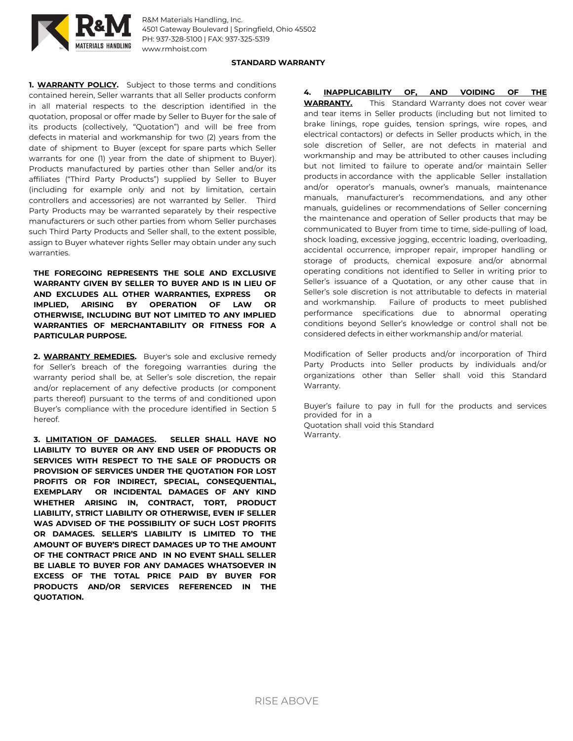R&M Materials Handling, Inc.
4501 Gateway Boulevard | Springfield, Ohio 45502
PH: 937-328-5100 | FAX: 937-325-5319
www.rmhoist.com

# STANDARD WARRANTY

**1. <u>WARRANTY POLICY</u>.** Subject to those terms and conditions contained herein, Seller warrants that all Seller products conform in all material respects to the description identified in the quotation, proposal or offer made by Seller to Buyer for the sale of its products (collectively, "Quotation") and will be free from defects in material and workmanship for two (2) years from the date of shipment to Buyer (except for spare parts which Seller warrants for one (1) year from the date of shipment to Buyer). Products manufactured by parties other than Seller and/or its affiliates ("Third Party Products") supplied by Seller to Buyer (including for example only and not by limitation, certain controllers and accessories) are not warranted by Seller. Third Party Products may be warranted separately by their respective manufacturers or such other parties from whom Seller purchases such Third Party Products and Seller shall, to the extent possible, assign to Buyer whatever rights Seller may obtain under any such warranties.

**THE FOREGOING REPRESENTS THE SOLE AND EXCLUSIVE WARRANTY GIVEN BY SELLER TO BUYER AND IS IN LIEU OF AND EXCLUDES ALL OTHER WARRANTIES, EXPRESS OR IMPLIED, ARISING BY OPERATION OF LAW OR OTHERWISE, INCLUDING BUT NOT LIMITED TO ANY IMPLIED WARRANTIES OF MERCHANTABILITY OR FITNESS FOR A PARTICULAR PURPOSE.**

**2. <u>WARRANTY REMEDIES</u>.** Buyer's sole and exclusive remedy for Seller's breach of the foregoing warranties during the warranty period shall be, at Seller's sole discretion, the repair and/or replacement of any defective products (or component parts thereof) pursuant to the terms of and conditioned upon Buyer's compliance with the procedure identified in Section 5 hereof.

**3. <u>LIMITATION OF DAMAGES</u>. SELLER SHALL HAVE NO LIABILITY TO BUYER OR ANY END USER OF PRODUCTS OR SERVICES WITH RESPECT TO THE SALE OF PRODUCTS OR PROVISION OF SERVICES UNDER THE QUOTATION FOR LOST PROFITS OR FOR INDIRECT, SPECIAL, CONSEQUENTIAL, EXEMPLARY OR INCIDENTAL DAMAGES OF ANY KIND WHETHER ARISING IN, CONTRACT, TORT, PRODUCT LIABILITY, STRICT LIABILITY OR OTHERWISE, EVEN IF SELLER WAS ADVISED OF THE POSSIBILITY OF SUCH LOST PROFITS OR DAMAGES. SELLER'S LIABILITY IS LIMITED TO THE AMOUNT OF BUYER'S DIRECT DAMAGES UP TO THE AMOUNT OF THE CONTRACT PRICE AND IN NO EVENT SHALL SELLER BE LIABLE TO BUYER FOR ANY DAMAGES WHATSOEVER IN EXCESS OF THE TOTAL PRICE PAID BY BUYER FOR PRODUCTS AND/OR SERVICES REFERENCED IN THE QUOTATION.**

**4. <u>INAPPLICABILITY OF, AND VOIDING OF THE WARRANTY.</u>** This Standard Warranty does not cover wear and tear items in Seller products (including but not limited to brake linings, rope guides, tension springs, wire ropes, and electrical contactors) or defects in Seller products which, in the sole discretion of Seller, are not defects in material and workmanship and may be attributed to other causes including but not limited to failure to operate and/or maintain Seller products in accordance with the applicable Seller installation and/or operator's manuals, owner's manuals, maintenance manuals, manufacturer's recommendations, and any other manuals, guidelines or recommendations of Seller concerning the maintenance and operation of Seller products that may be communicated to Buyer from time to time, side-pulling of load, shock loading, excessive jogging, eccentric loading, overloading, accidental occurrence, improper repair, improper handling or storage of products, chemical exposure and/or abnormal operating conditions not identified to Seller in writing prior to Seller's issuance of a Quotation, or any other cause that in Seller's sole discretion is not attributable to defects in material and workmanship. Failure of products to meet published performance specifications due to abnormal operating conditions beyond Seller's knowledge or control shall not be considered defects in either workmanship and/or material.

Modification of Seller products and/or incorporation of Third Party Products into Seller products by individuals and/or organizations other than Seller shall void this Standard Warranty.

Buyer's failure to pay in full for the products and services provided for in a Quotation shall void this Standard Warranty.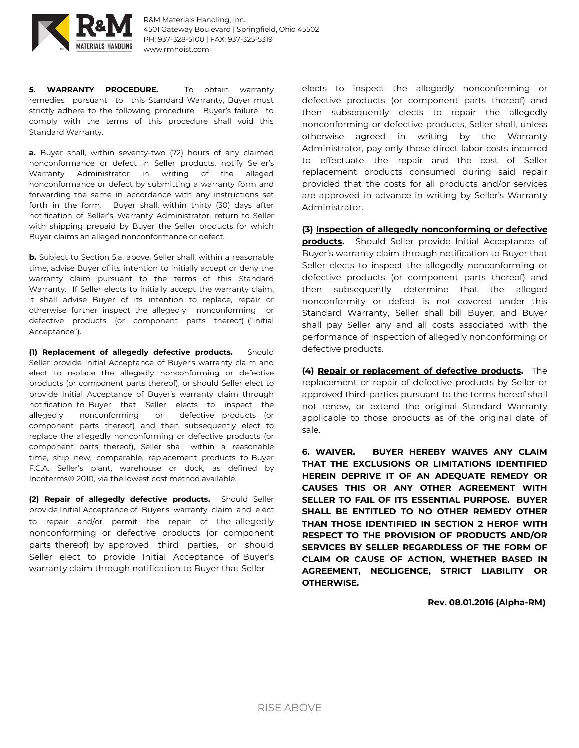**5. WARRANTY PROCEDURE.** To obtain warranty remedies pursuant to this Standard Warranty, Buyer must strictly adhere to the following procedure. Buyer's failure to comply with the terms of this procedure shall void this Standard Warranty.

**a.** Buyer shall, within seventy-two (72) hours of any claimed nonconformance or defect in Seller products, notify Seller's Warranty Administrator in writing of the alleged nonconformance or defect by submitting a warranty form and forwarding the same in accordance with any instructions set forth in the form. Buyer shall, within thirty (30) days after notification of Seller's Warranty Administrator, return to Seller with shipping prepaid by Buyer the Seller products for which Buyer claims an alleged nonconformance or defect.

**b.** Subject to Section 5.a. above, Seller shall, within a reasonable time, advise Buyer of its intention to initially accept or deny the warranty claim pursuant to the terms of this Standard Warranty. If Seller elects to initially accept the warranty claim, it shall advise Buyer of its intention to replace, repair or otherwise further inspect the allegedly nonconforming or defective products (or component parts thereof) ("Initial Acceptance").

**(1) Replacement of allegedly defective products.** Should Seller provide Initial Acceptance of Buyer's warranty claim and elect to replace the allegedly nonconforming or defective products (or component parts thereof), or should Seller elect to provide Initial Acceptance of Buyer's warranty claim through notification to Buyer that Seller elects to inspect the allegedly nonconforming or defective products (or component parts thereof) and then subsequently elect to replace the allegedly nonconforming or defective products (or component parts thereof), Seller shall within a reasonable time, ship new, comparable, replacement products to Buyer F.C.A. Seller's plant, warehouse or dock, as defined by Incoterms® 2010, via the lowest cost method available.

**(2) Repair of allegedly defective products.** Should Seller provide Initial Acceptance of Buyer's warranty claim and elect to repair and/or permit the repair of the allegedly nonconforming or defective products (or component parts thereof) by approved third parties, or should Seller elect to provide Initial Acceptance of Buyer's warranty claim through notification to Buyer that Seller elects to inspect the allegedly nonconforming or defective products (or component parts thereof) and then subsequently elects to repair the allegedly nonconforming or defective products, Seller shall, unless otherwise agreed in writing by the Warranty Administrator, pay only those direct labor costs incurred to effectuate the repair and the cost of Seller replacement products consumed during said repair provided that the costs for all products and/or services are approved in advance in writing by Seller's Warranty Administrator.

**(3) Inspection of allegedly nonconforming or defective products.** Should Seller provide Initial Acceptance of Buyer's warranty claim through notification to Buyer that Seller elects to inspect the allegedly nonconforming or defective products (or component parts thereof) and then subsequently determine that the alleged nonconformity or defect is not covered under this Standard Warranty, Seller shall bill Buyer, and Buyer shall pay Seller any and all costs associated with the performance of inspection of allegedly nonconforming or defective products.

**(4) Repair or replacement of defective products.** The replacement or repair of defective products by Seller or approved third-parties pursuant to the terms hereof shall not renew, or extend the original Standard Warranty applicable to those products as of the original date of sale.

**6. WAIVER. BUYER HEREBY WAIVES ANY CLAIM THAT THE EXCLUSIONS OR LIMITATIONS IDENTIFIED HEREIN DEPRIVE IT OF AN ADEQUATE REMEDY OR CAUSES THIS OR ANY OTHER AGREEMENT WITH SELLER TO FAIL OF ITS ESSENTIAL PURPOSE. BUYER SHALL BE ENTITLED TO NO OTHER REMEDY OTHER THAN THOSE IDENTIFIED IN SECTION 2 HEROF WITH RESPECT TO THE PROVISION OF PRODUCTS AND/OR SERVICES BY SELLER REGARDLESS OF THE FORM OF CLAIM OR CAUSE OF ACTION, WHETHER BASED IN AGREEMENT, NEGLIGENCE, STRICT LIABILITY OR OTHERWISE.**

**Rev. 08.01.2016 (Alpha-RM)**